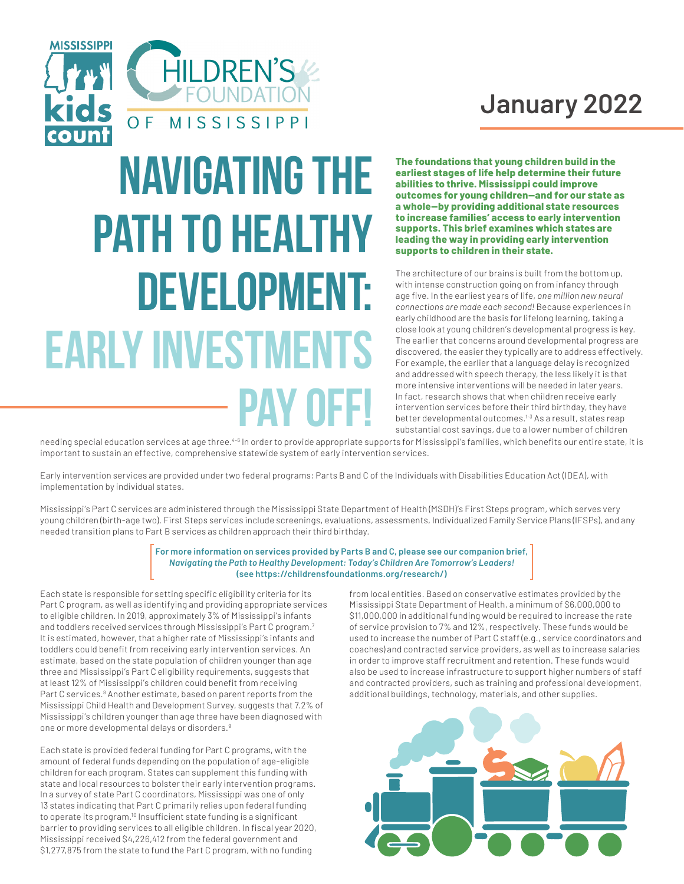MISSISSIPPI kids count

CHILDREN'S FOUNDATION OF MISSISSIPPI

January 2022

# NAVIGATING THE PATH TO HEALTHY DEVELOPMENT: EARLY INVESTMENTS PAY OFF!

**The foundations that young children build in the earliest stages of life help determine their future abilities to thrive. Mississippi could improve outcomes for young children—and for our state as a whole—by providing additional state resources to increase families' access to early intervention supports. This brief examines which states are leading the way in providing early intervention supports to children in their state.**

The architecture of our brains is built from the bottom up, with intense construction going on from infancy through age five. In the earliest years of life, *one million new neural connections are made each second!* Because experiences in early childhood are the basis for lifelong learning, taking a close look at young children's developmental progress is key. The earlier that concerns around developmental progress are discovered, the easier they typically are to address effectively. For example, the earlier that a language delay is recognized and addressed with speech therapy, the less likely it is that more intensive interventions will be needed in later years. In fact, research shows that when children receive early intervention services before their third birthday, they have better developmental outcomes.[1–3] As a result, states reap substantial cost savings, due to a lower number of children needing special education services at age three.[4–6] In order to provide appropriate supports for Mississippi's families, which benefits our entire state, it is important to sustain an effective, comprehensive statewide system of early intervention services.

Early intervention services are provided under two federal programs: Parts B and C of the Individuals with Disabilities Education Act (IDEA), with implementation by individual states.

Mississippi's Part C services are administered through the Mississippi State Department of Health (MSDH)'s First Steps program, which serves very young children (birth-age two). First Steps services include screenings, evaluations, assessments, Individualized Family Service Plans (IFSPs), and any needed transition plans to Part B services as children approach their third birthday.

**For more information on services provided by Parts B and C, please see our companion brief, *Navigating the Path to Healthy Development: Today's Children Are Tomorrow's Leaders!* (see https://childrensfoundationms.org/research/)**

Each state is responsible for setting specific eligibility criteria for its Part C program, as well as identifying and providing appropriate services to eligible children. In 2019, approximately 3% of Mississippi's infants and toddlers received services through Mississippi's Part C program.[7] It is estimated, however, that a higher rate of Mississippi's infants and toddlers could benefit from receiving early intervention services. An estimate, based on the state population of children younger than age three and Mississippi's Part C eligibility requirements, suggests that at least 12% of Mississippi's children could benefit from receiving Part C services.[8] Another estimate, based on parent reports from the Mississippi Child Health and Development Survey, suggests that 7.2% of Mississippi's children younger than age three have been diagnosed with one or more developmental delays or disorders.[9]

Each state is provided federal funding for Part C programs, with the amount of federal funds depending on the population of age-eligible children for each program. States can supplement this funding with state and local resources to bolster their early intervention programs. In a survey of state Part C coordinators, Mississippi was one of only 13 states indicating that Part C primarily relies upon federal funding to operate its program.[10] Insufficient state funding is a significant barrier to providing services to all eligible children. In fiscal year 2020, Mississippi received $4,226,412 from the federal government and $1,277,875 from the state to fund the Part C program, with no funding from local entities. Based on conservative estimates provided by the Mississippi State Department of Health, a minimum of $6,000,000 to $11,000,000 in additional funding would be required to increase the rate of service provision to 7% and 12%, respectively. These funds would be used to increase the number of Part C staff (e.g., service coordinators and coaches) and contracted service providers, as well as to increase salaries in order to improve staff recruitment and retention. These funds would also be used to increase infrastructure to support higher numbers of staff and contracted providers, such as training and professional development, additional buildings, technology, materials, and other supplies.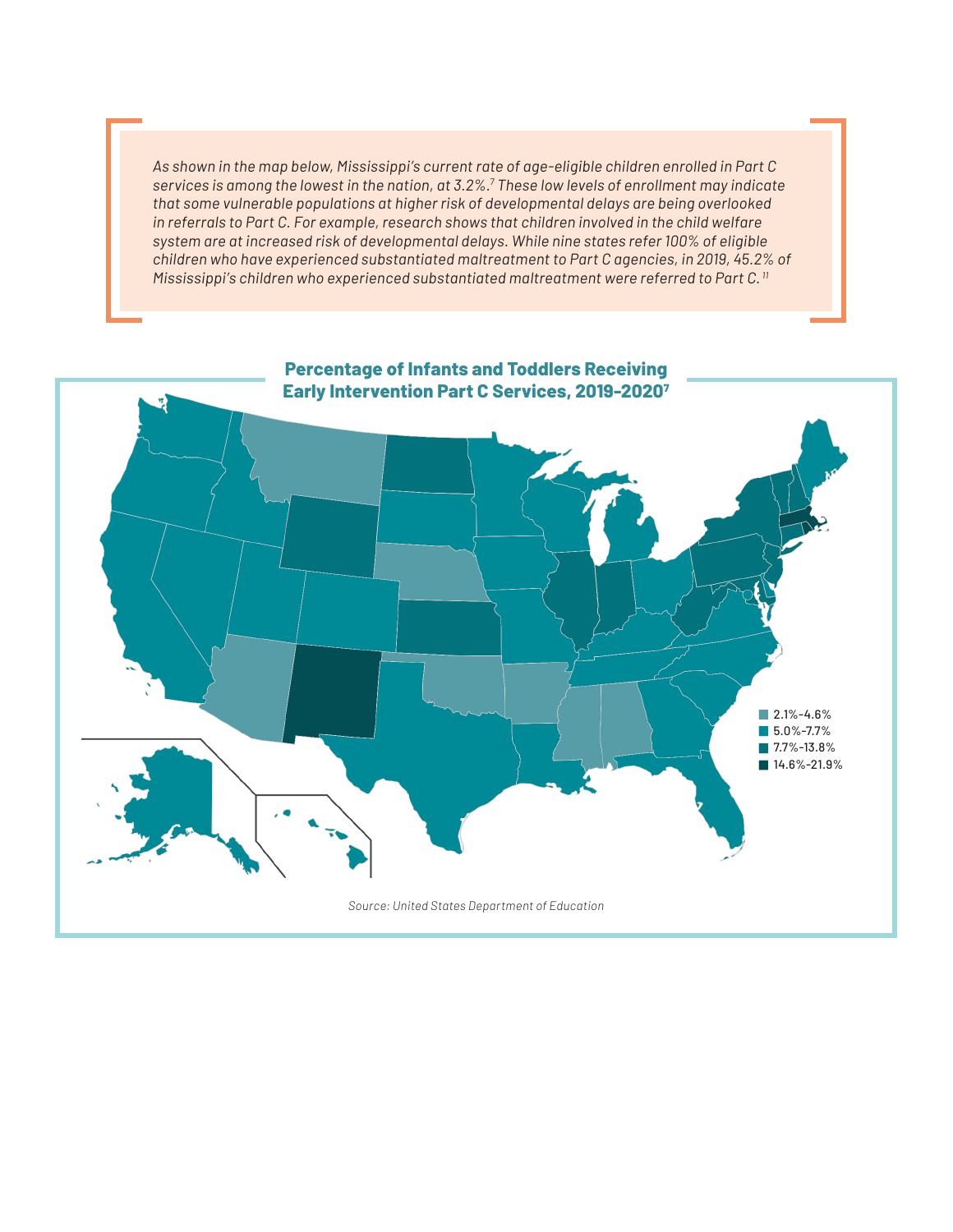*As shown in the map below, Mississippi's current rate of age-eligible children enrolled in Part C services is among the lowest in the nation, at 3.2%.[7] These low levels of enrollment may indicate that some vulnerable populations at higher risk of developmental delays are being overlooked in referrals to Part C. For example, research shows that children involved in the child welfare system are at increased risk of developmental delays. While nine states refer 100% of eligible children who have experienced substantiated maltreatment to Part C agencies, in 2019, 45.2% of Mississippi's children who experienced substantiated maltreatment were referred to Part C.[11]*

**Percentage of Infants and Toddlers Receiving Early Intervention Part C Services, 2019-2020[7]**

- 2.1%-4.6%
- 5.0%-7.7%
- 7.7%-13.8%
- 14.6%-21.9%

*Source: United States Department of Education*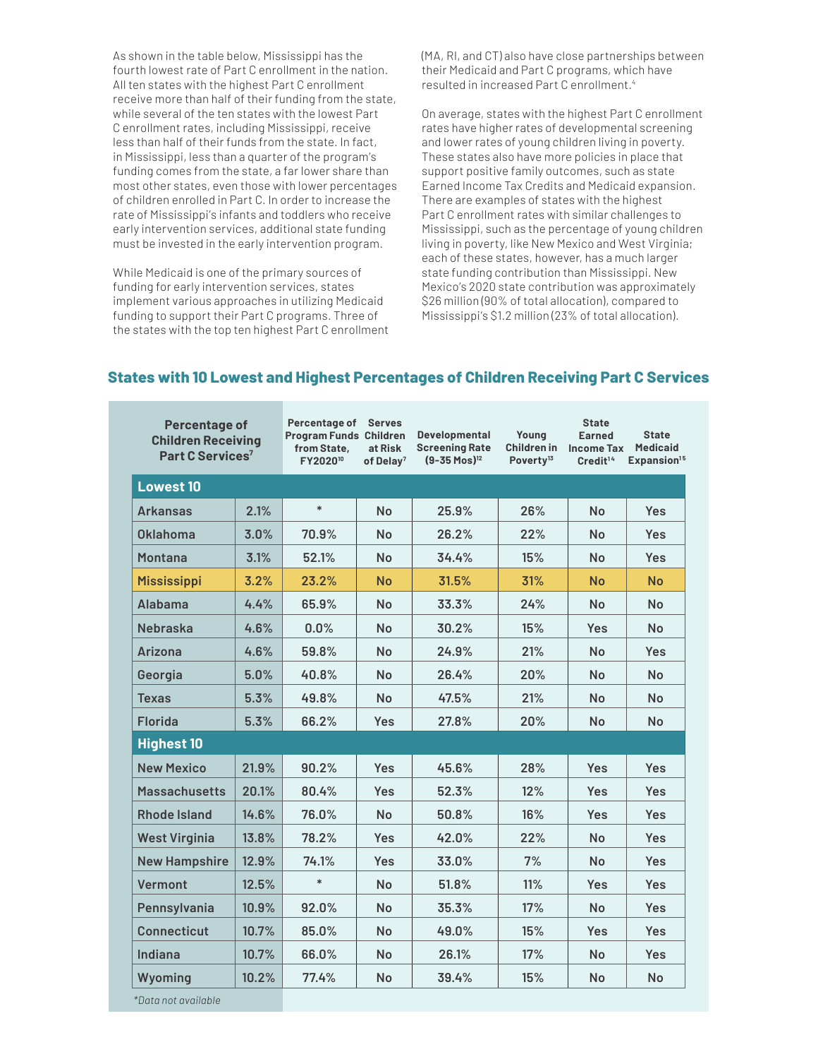As shown in the table below, Mississippi has the fourth lowest rate of Part C enrollment in the nation. All ten states with the highest Part C enrollment receive more than half of their funding from the state, while several of the ten states with the lowest Part C enrollment rates, including Mississippi, receive less than half of their funds from the state. In fact, in Mississippi, less than a quarter of the program's funding comes from the state, a far lower share than most other states, even those with lower percentages of children enrolled in Part C. In order to increase the rate of Mississippi's infants and toddlers who receive early intervention services, additional state funding must be invested in the early intervention program.

While Medicaid is one of the primary sources of funding for early intervention services, states implement various approaches in utilizing Medicaid funding to support their Part C programs. Three of the states with the top ten highest Part C enrollment (MA, RI, and CT) also have close partnerships between their Medicaid and Part C programs, which have resulted in increased Part C enrollment.[4]

On average, states with the highest Part C enrollment rates have higher rates of developmental screening and lower rates of young children living in poverty. These states also have more policies in place that support positive family outcomes, such as state Earned Income Tax Credits and Medicaid expansion. There are examples of states with the highest Part C enrollment rates with similar challenges to Mississippi, such as the percentage of young children living in poverty, like New Mexico and West Virginia; each of these states, however, has a much larger state funding contribution than Mississippi. New Mexico's 2020 state contribution was approximately $26 million (90% of total allocation), compared to Mississippi's $1.2 million (23% of total allocation).

## States with 10 Lowest and Highest Percentages of Children Receiving Part C Services

| Percentage of Children Receiving Part C Services[7] | | Percentage of Program Funds from State, FY2020[10] | Serves Children at Risk of Delay[7] | Developmental Screening Rate (9-35 Mos)[12] | Young Children in Poverty[13] | State Earned Income Tax Credit[14] | State Medicaid Expansion[15] |
|---|---|---|---|---|---|---|---|
| **Lowest 10** | | | | | | | |
| Arkansas | 2.1% | * | No | 25.9% | 26% | No | Yes |
| Oklahoma | 3.0% | 70.9% | No | 26.2% | 22% | No | Yes |
| Montana | 3.1% | 52.1% | No | 34.4% | 15% | No | Yes |
| Mississippi | 3.2% | 23.2% | No | 31.5% | 31% | No | No |
| Alabama | 4.4% | 65.9% | No | 33.3% | 24% | No | No |
| Nebraska | 4.6% | 0.0% | No | 30.2% | 15% | Yes | No |
| Arizona | 4.6% | 59.8% | No | 24.9% | 21% | No | Yes |
| Georgia | 5.0% | 40.8% | No | 26.4% | 20% | No | No |
| Texas | 5.3% | 49.8% | No | 47.5% | 21% | No | No |
| Florida | 5.3% | 66.2% | Yes | 27.8% | 20% | No | No |
| **Highest 10** | | | | | | | |
| New Mexico | 21.9% | 90.2% | Yes | 45.6% | 28% | Yes | Yes |
| Massachusetts | 20.1% | 80.4% | Yes | 52.3% | 12% | Yes | Yes |
| Rhode Island | 14.6% | 76.0% | No | 50.8% | 16% | Yes | Yes |
| West Virginia | 13.8% | 78.2% | Yes | 42.0% | 22% | No | Yes |
| New Hampshire | 12.9% | 74.1% | Yes | 33.0% | 7% | No | Yes |
| Vermont | 12.5% | * | No | 51.8% | 11% | Yes | Yes |
| Pennsylvania | 10.9% | 92.0% | No | 35.3% | 17% | No | Yes |
| Connecticut | 10.7% | 85.0% | No | 49.0% | 15% | Yes | Yes |
| Indiana | 10.7% | 66.0% | No | 26.1% | 17% | No | Yes |
| Wyoming | 10.2% | 77.4% | No | 39.4% | 15% | No | No |

*Data not available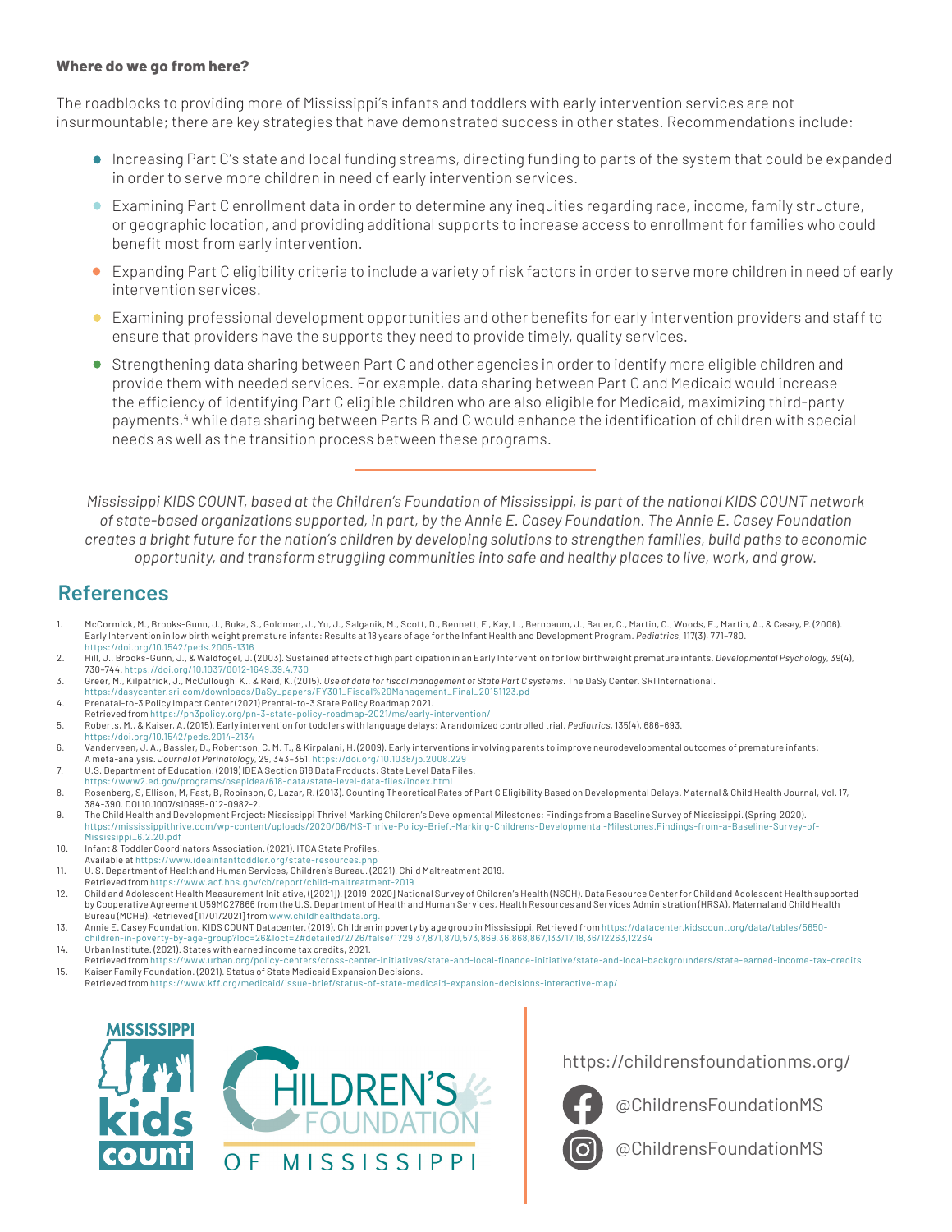### Where do we go from here?

The roadblocks to providing more of Mississippi's infants and toddlers with early intervention services are not insurmountable; there are key strategies that have demonstrated success in other states. Recommendations include:

- Increasing Part C's state and local funding streams, directing funding to parts of the system that could be expanded in order to serve more children in need of early intervention services.
- Examining Part C enrollment data in order to determine any inequities regarding race, income, family structure, or geographic location, and providing additional supports to increase access to enrollment for families who could benefit most from early intervention.
- Expanding Part C eligibility criteria to include a variety of risk factors in order to serve more children in need of early intervention services.
- Examining professional development opportunities and other benefits for early intervention providers and staff to ensure that providers have the supports they need to provide timely, quality services.
- Strengthening data sharing between Part C and other agencies in order to identify more eligible children and provide them with needed services. For example, data sharing between Part C and Medicaid would increase the efficiency of identifying Part C eligible children who are also eligible for Medicaid, maximizing third-party payments,[4] while data sharing between Parts B and C would enhance the identification of children with special needs as well as the transition process between these programs.

---

*Mississippi KIDS COUNT, based at the Children's Foundation of Mississippi, is part of the national KIDS COUNT network of state-based organizations supported, in part, by the Annie E. Casey Foundation. The Annie E. Casey Foundation creates a bright future for the nation's children by developing solutions to strengthen families, build paths to economic opportunity, and transform struggling communities into safe and healthy places to live, work, and grow.*

## References

1. McCormick, M., Brooks-Gunn, J., Buka, S., Goldman, J., Yu, J., Salganik, M., Scott, D., Bennett, F., Kay, L., Bernbaum, J., Bauer, C., Martin, C., Woods, E., Martin, A., & Casey, P. (2006). Early Intervention in low birth weight premature infants: Results at 18 years of age for the Infant Health and Development Program. *Pediatrics*, 117(3), 771–780. https://doi.org/10.1542/peds.2005-1316
2. Hill, J., Brooks-Gunn, J., & Waldfogel, J. (2003). Sustained effects of high participation in an Early Intervention for low birthweight premature infants. *Developmental Psychology*, 39(4), 730–744. https://doi.org/10.1037/0012-1649.39.4.730
3. Greer, M., Kilpatrick, J., McCullough, K., & Reid, K. (2015). *Use of data for fiscal management of State Part C systems.* The DaSy Center. SRI International. https://dasycenter.sri.com/downloads/DaSy_papers/FY301_Fiscal%20Management_Final_20151123.pd
4. Prenatal-to-3 Policy Impact Center (2021) Prental-to-3 State Policy Roadmap 2021. Retrieved from https://pn3policy.org/pn-3-state-policy-roadmap-2021/ms/early-intervention/
5. Roberts, M., & Kaiser, A. (2015). Early intervention for toddlers with language delays: A randomized controlled trial. *Pediatrics*, 135(4), 686–693. https://doi.org/10.1542/peds.2014-2134
6. Vanderveen, J. A., Bassler, D., Robertson, C. M. T., & Kirpalani, H. (2009). Early interventions involving parents to improve neurodevelopmental outcomes of premature infants: A meta-analysis. *Journal of Perinatology*, 29, 343–351. https://doi.org/10.1038/jp.2008.229
7. U.S. Department of Education. (2019) IDEA Section 618 Data Products: State Level Data Files. https://www2.ed.gov/programs/osepidea/618-data/state-level-data-files/index.html
8. Rosenberg, S, Ellison, M, Fast, B, Robinson, C, Lazar, R. (2013). Counting Theoretical Rates of Part C Eligibility Based on Developmental Delays. Maternal & Child Health Journal, Vol. 17, 384-390. DOI 10.1007/s10995-012-0982-2.
9. The Child Health and Development Project: Mississippi Thrive! Marking Children's Developmental Milestones: Findings from a Baseline Survey of Mississippi. (Spring 2020). https://mississippithrive.com/wp-content/uploads/2020/06/MS-Thrive-Policy-Brief.-Marking-Childrens-Developmental-Milestones.Findings-from-a-Baseline-Survey-of-Mississippi_6.2.20.pdf
10. Infant & Toddler Coordinators Association. (2021). ITCA State Profiles. Available at https://www.ideainfanttoddler.org/state-resources.php
11. U. S. Department of Health and Human Services, Children's Bureau. (2021). Child Maltreatment 2019. Retrieved from https://www.acf.hhs.gov/cb/report/child-maltreatment-2019
12. Child and Adolescent Health Measurement Initiative, ([2021]). [2019-2020] National Survey of Children's Health (NSCH). Data Resource Center for Child and Adolescent Health supported by Cooperative Agreement U59MC27866 from the U.S. Department of Health and Human Services, Health Resources and Services Administration (HRSA), Maternal and Child Health Bureau (MCHB). Retrieved [11/01/2021] from www.childhealthdata.org.
13. Annie E. Casey Foundation, KIDS COUNT Datacenter. (2019). Children in poverty by age group in Mississippi. Retrieved from https://datacenter.kidscount.org/data/tables/5650-children-in-poverty-by-age-group?loc=26&loct=2#detailed/2/26/false/1729,37,871,870,573,869,36,868,867,133/17,18,36/12263,12264
14. Urban Institute. (2021). States with earned income tax credits, 2021. Retrieved from https://www.urban.org/policy-centers/cross-center-initiatives/state-and-local-finance-initiative/state-and-local-backgrounders/state-earned-income-tax-credits
15. Kaiser Family Foundation. (2021). Status of State Medicaid Expansion Decisions. Retrieved from https://www.kff.org/medicaid/issue-brief/status-of-state-medicaid-expansion-decisions-interactive-map/

MISSISSIPPI kids count

CHILDREN'S FOUNDATION OF MISSISSIPPI

https://childrensfoundationms.org/

@ChildrensFoundationMS

@ChildrensFoundationMS